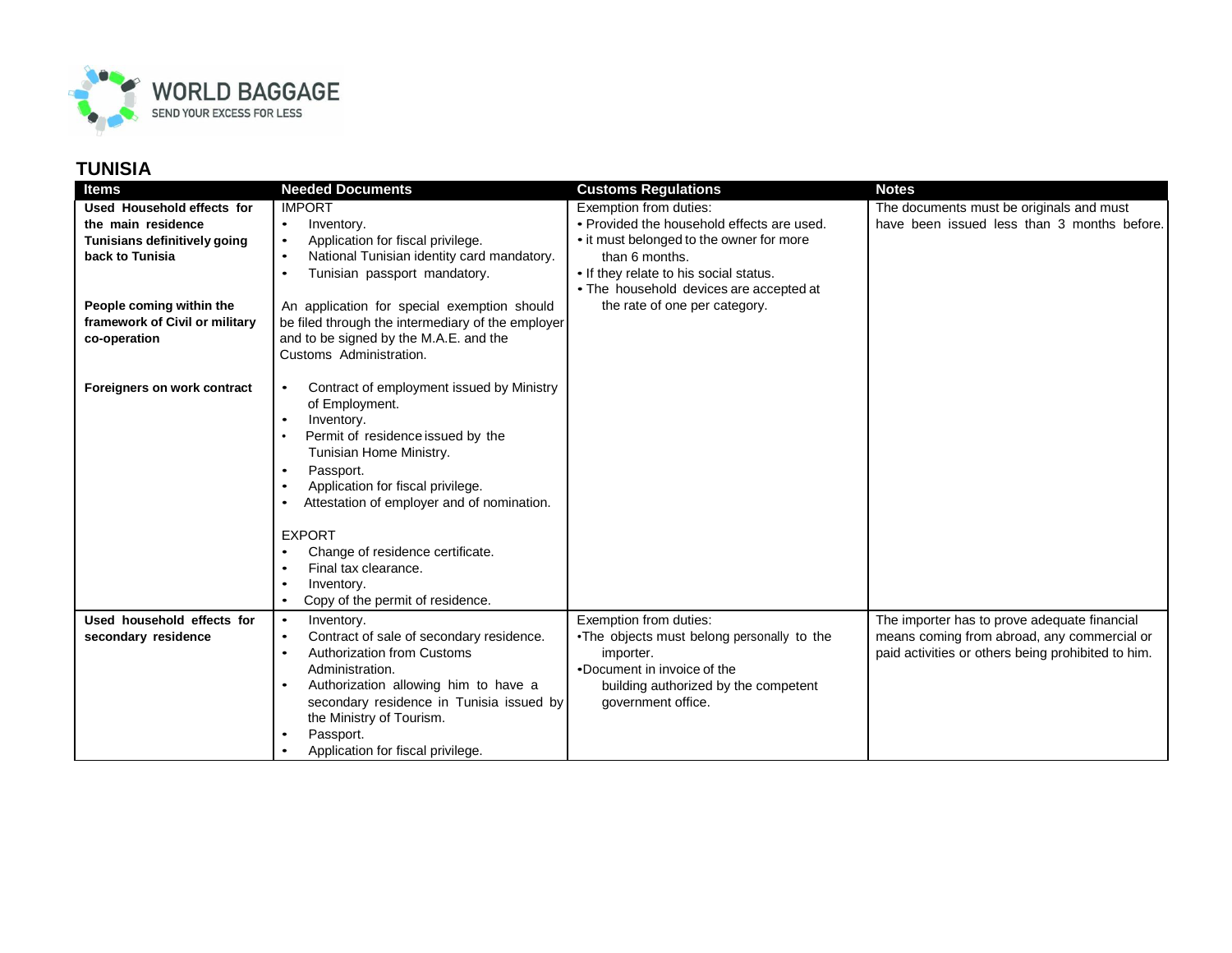WORLD BAGGAGE
SEND YOUR EXCESS FOR LESS

## TUNISIA

| Items | Needed Documents | Customs Regulations | Notes |
|---|---|---|---|
| **Used Household effects for the main residence Tunisians definitively going back to Tunisia**<br><br>**People coming within the framework of Civil or military co-operation**<br><br>**Foreigners on work contract** | IMPORT<br>• Inventory.<br>• Application for fiscal privilege.<br>• National Tunisian identity card mandatory.<br>• Tunisian passport mandatory.<br><br>An application for special exemption should be filed through the intermediary of the employer and to be signed by the M.A.E. and the Customs Administration.<br><br>• Contract of employment issued by Ministry of Employment.<br>• Inventory.<br>• Permit of residence issued by the Tunisian Home Ministry.<br>• Passport.<br>• Application for fiscal privilege.<br>• Attestation of employer and of nomination.<br><br>EXPORT<br>• Change of residence certificate.<br>• Final tax clearance.<br>• Inventory.<br>• Copy of the permit of residence. | Exemption from duties:<br>• Provided the household effects are used.<br>• it must belonged to the owner for more than 6 months.<br>• If they relate to his social status.<br>• The household devices are accepted at the rate of one per category. | The documents must be originals and must have been issued less than 3 months before. |
| **Used household effects for secondary residence** | • Inventory.<br>• Contract of sale of secondary residence.<br>• Authorization from Customs Administration.<br>• Authorization allowing him to have a secondary residence in Tunisia issued by the Ministry of Tourism.<br>• Passport.<br>• Application for fiscal privilege. | Exemption from duties:<br>• The objects must belong personally to the importer.<br>• Document in invoice of the building authorized by the competent government office. | The importer has to prove adequate financial means coming from abroad, any commercial or paid activities or others being prohibited to him. |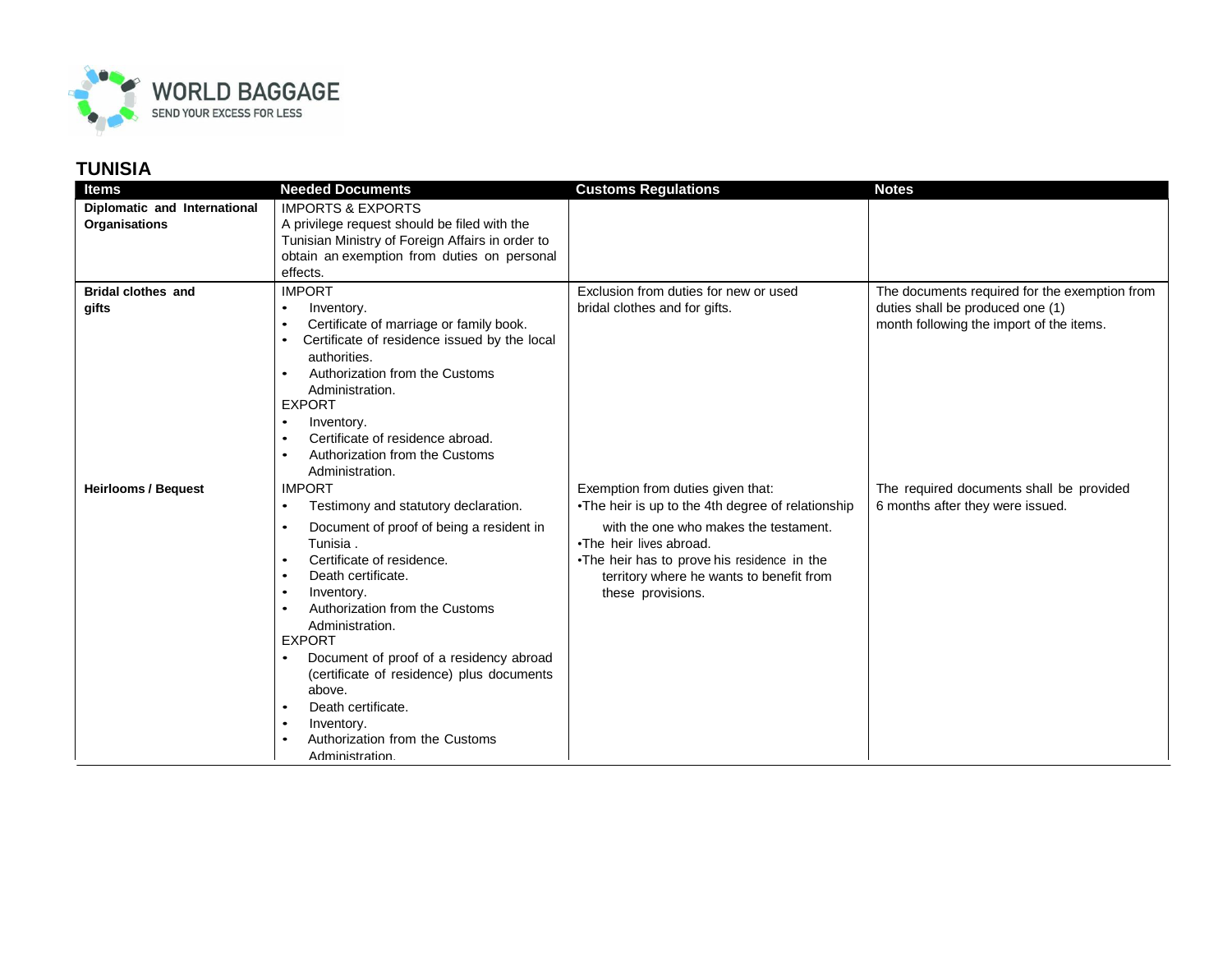## TUNISIA

| Items | Needed Documents | Customs Regulations | Notes |
|---|---|---|---|
| **Diplomatic and International Organisations** | IMPORTS & EXPORTS<br>A privilege request should be filed with the Tunisian Ministry of Foreign Affairs in order to obtain an exemption from duties on personal effects. | | |
| **Bridal clothes and gifts** | IMPORT<br>• Inventory.<br>• Certificate of marriage or family book.<br>• Certificate of residence issued by the local authorities.<br>• Authorization from the Customs Administration.<br>EXPORT<br>• Inventory.<br>• Certificate of residence abroad.<br>• Authorization from the Customs Administration. | Exclusion from duties for new or used bridal clothes and for gifts. | The documents required for the exemption from duties shall be produced one (1) month following the import of the items. |
| **Heirlooms / Bequest** | IMPORT<br>• Testimony and statutory declaration.<br>• Document of proof of being a resident in Tunisia .<br>• Certificate of residence.<br>• Death certificate.<br>• Inventory.<br>• Authorization from the Customs Administration.<br>EXPORT<br>• Document of proof of a residency abroad (certificate of residence) plus documents above.<br>• Death certificate.<br>• Inventory.<br>• Authorization from the Customs Administration. | Exemption from duties given that:<br>•The heir is up to the 4th degree of relationship with the one who makes the testament.<br>•The heir lives abroad.<br>•The heir has to prove his residence in the territory where he wants to benefit from these provisions. | The required documents shall be provided 6 months after they were issued. |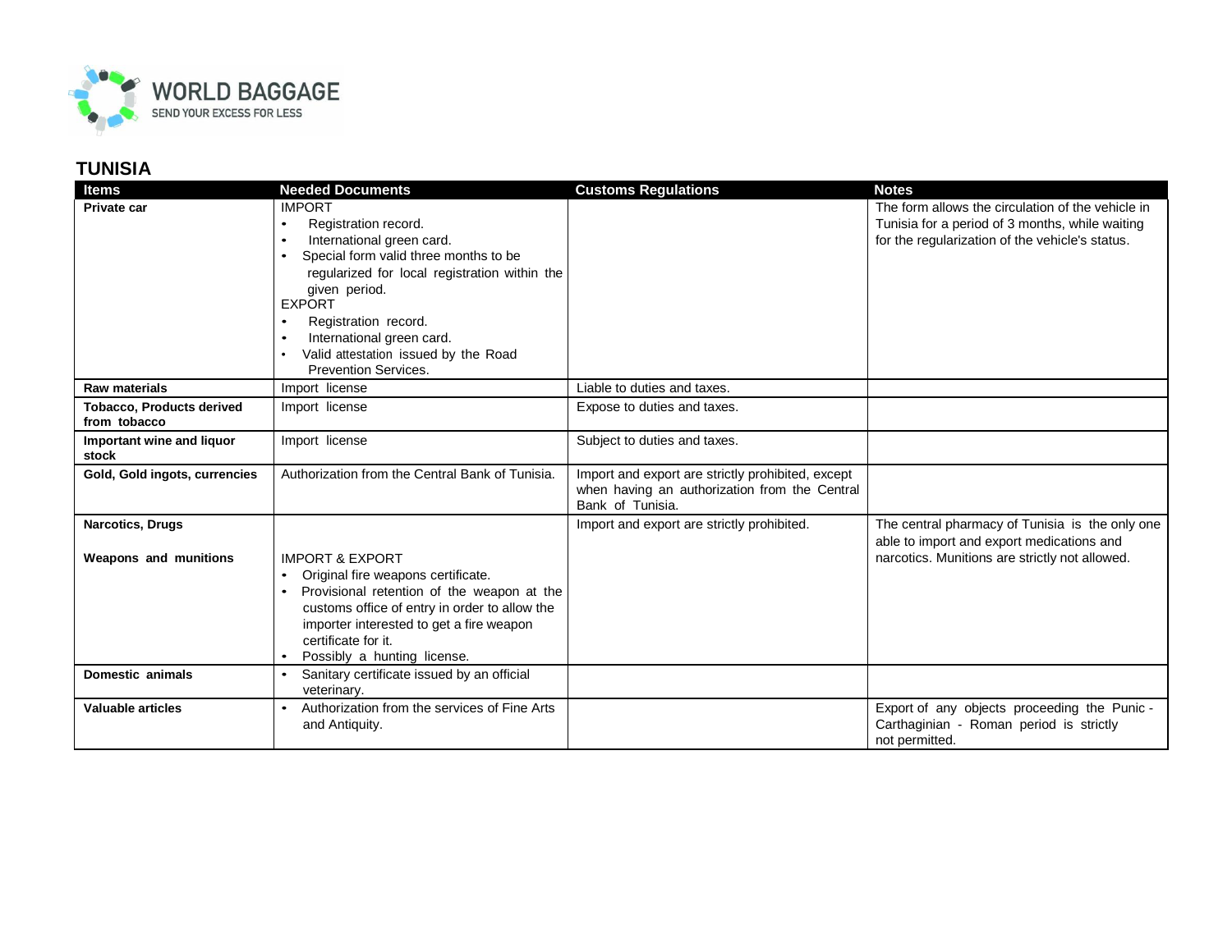## TUNISIA

| Items | Needed Documents | Customs Regulations | Notes |
|---|---|---|---|
| **Private car** | IMPORT<br>• Registration record.<br>• International green card.<br>• Special form valid three months to be regularized for local registration within the given period.<br>EXPORT<br>• Registration record.<br>• International green card.<br>• Valid attestation issued by the Road Prevention Services. | | The form allows the circulation of the vehicle in Tunisia for a period of 3 months, while waiting for the regularization of the vehicle's status. |
| **Raw materials** | Import license | Liable to duties and taxes. | |
| **Tobacco, Products derived from tobacco** | Import license | Expose to duties and taxes. | |
| **Important wine and liquor stock** | Import license | Subject to duties and taxes. | |
| **Gold, Gold ingots, currencies** | Authorization from the Central Bank of Tunisia. | Import and export are strictly prohibited, except when having an authorization from the Central Bank of Tunisia. | |
| **Narcotics, Drugs**<br><br>**Weapons and munitions** | <br><br>IMPORT & EXPORT<br>• Original fire weapons certificate.<br>• Provisional retention of the weapon at the customs office of entry in order to allow the importer interested to get a fire weapon certificate for it.<br>• Possibly a hunting license. | Import and export are strictly prohibited. | The central pharmacy of Tunisia is the only one able to import and export medications and narcotics. Munitions are strictly not allowed. |
| **Domestic animals** | • Sanitary certificate issued by an official veterinary. | | |
| **Valuable articles** | • Authorization from the services of Fine Arts and Antiquity. | | Export of any objects proceeding the Punic - Carthaginian - Roman period is strictly not permitted. |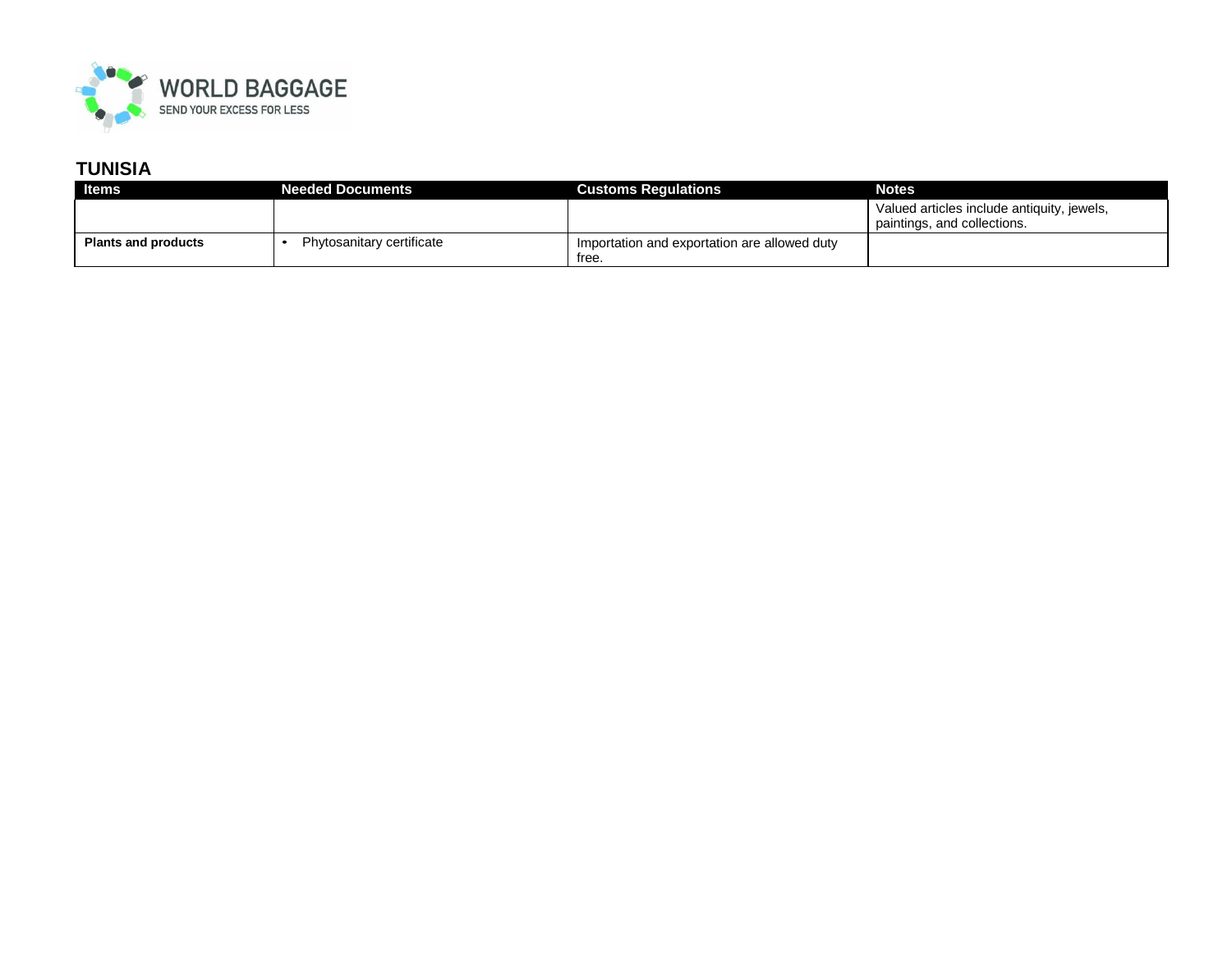## TUNISIA

| Items | Needed Documents | Customs Regulations | Notes |
|---|---|---|---|
| | | | Valued articles include antiquity, jewels, paintings, and collections. |
| **Plants and products** | • Phytosanitary certificate | Importation and exportation are allowed duty free. | |